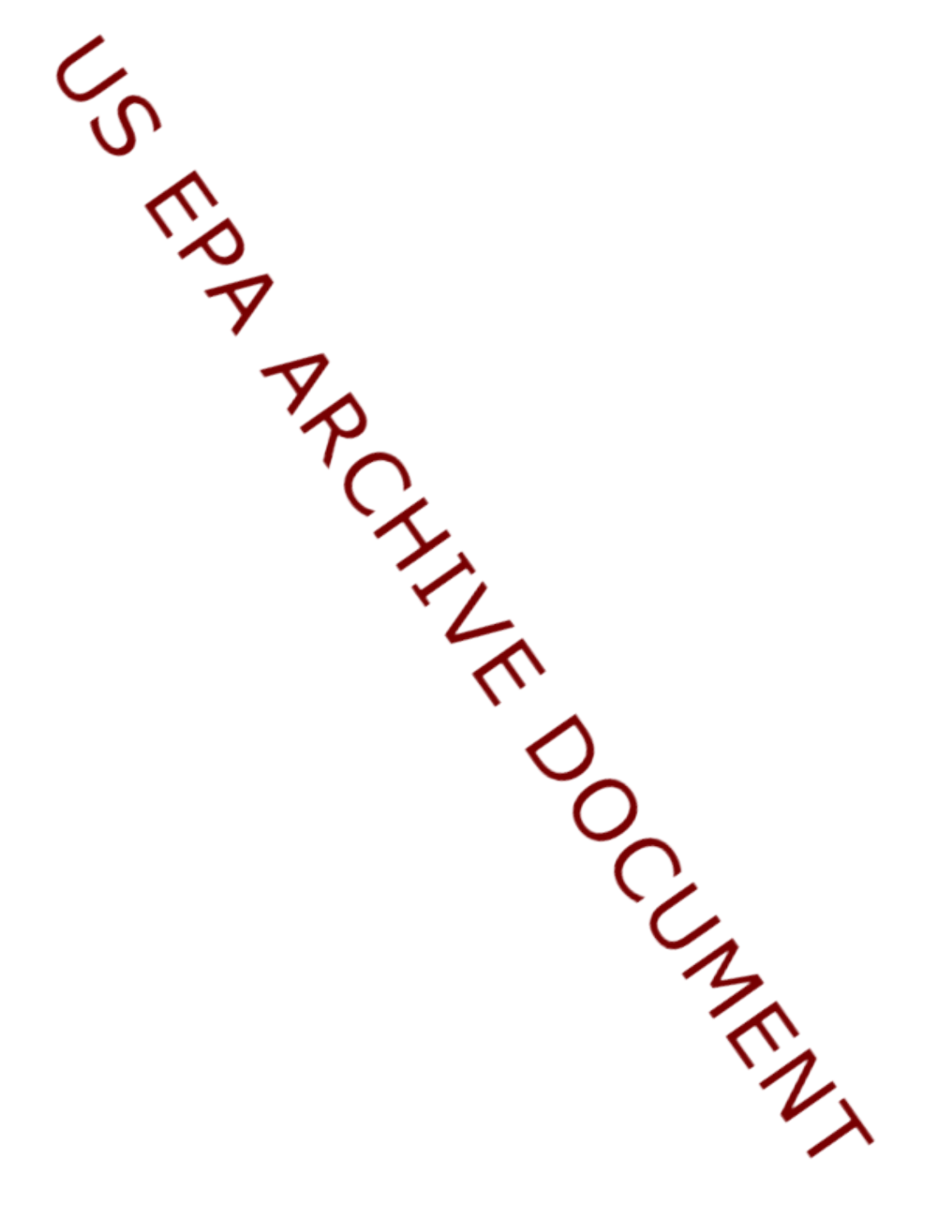US EPA ARCHIVE DOCUMENT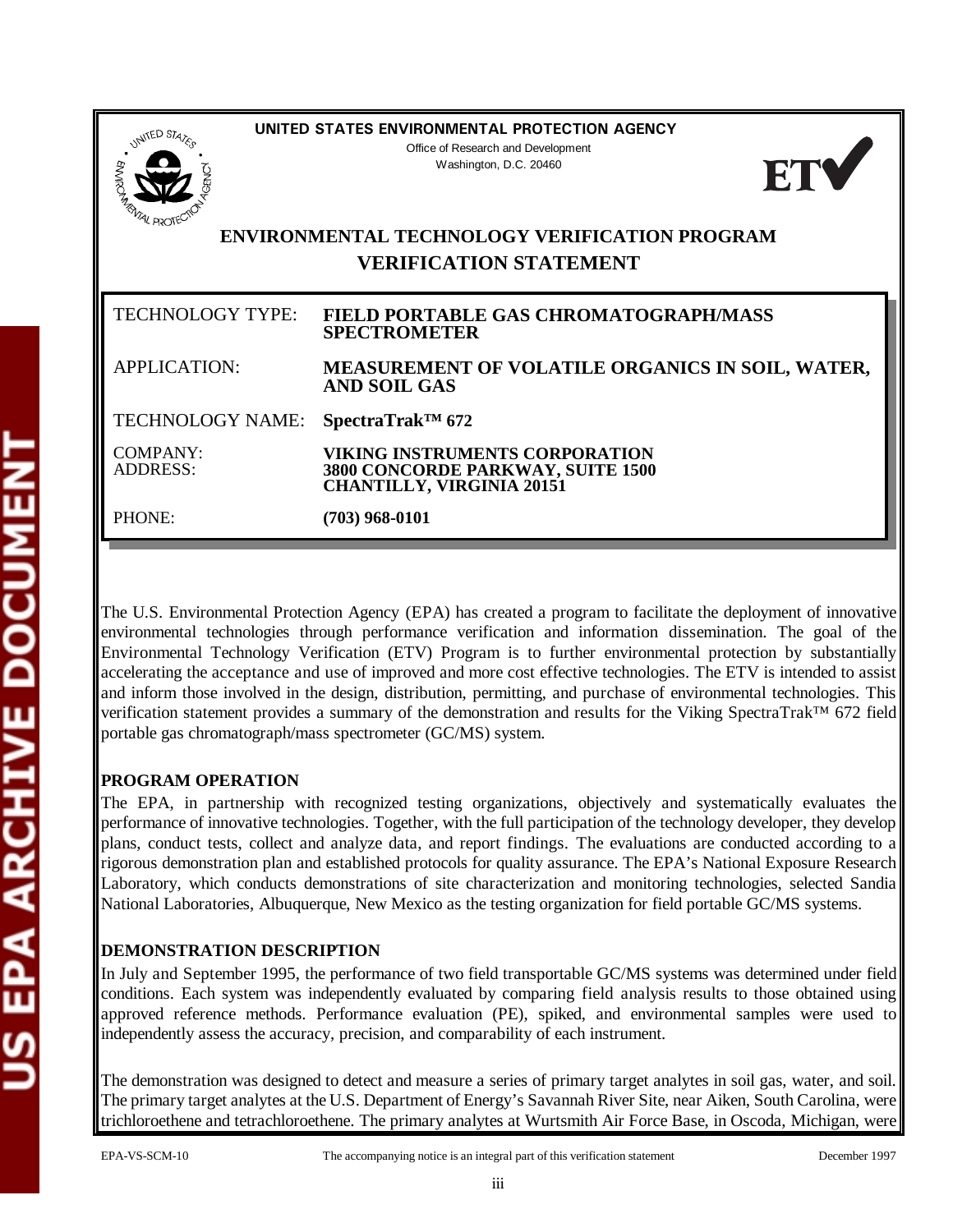**UNITED STATES ENVIRONMENTAL PROTECTION AGENCY**

Office of Research and Development
Washington, D.C. 20460

# ENVIRONMENTAL TECHNOLOGY VERIFICATION PROGRAM

## VERIFICATION STATEMENT

| | |
|---|---|
| TECHNOLOGY TYPE: | **FIELD PORTABLE GAS CHROMATOGRAPH/MASS SPECTROMETER** |
| APPLICATION: | **MEASUREMENT OF VOLATILE ORGANICS IN SOIL, WATER, AND SOIL GAS** |
| TECHNOLOGY NAME: | **SpectraTrak™ 672** |
| COMPANY: ADDRESS: | **VIKING INSTRUMENTS CORPORATION 3800 CONCORDE PARKWAY, SUITE 1500 CHANTILLY, VIRGINIA 20151** |
| PHONE: | **(703) 968-0101** |

The U.S. Environmental Protection Agency (EPA) has created a program to facilitate the deployment of innovative environmental technologies through performance verification and information dissemination. The goal of the Environmental Technology Verification (ETV) Program is to further environmental protection by substantially accelerating the acceptance and use of improved and more cost effective technologies. The ETV is intended to assist and inform those involved in the design, distribution, permitting, and purchase of environmental technologies. This verification statement provides a summary of the demonstration and results for the Viking SpectraTrak™ 672 field portable gas chromatograph/mass spectrometer (GC/MS) system.

**PROGRAM OPERATION**

The EPA, in partnership with recognized testing organizations, objectively and systematically evaluates the performance of innovative technologies. Together, with the full participation of the technology developer, they develop plans, conduct tests, collect and analyze data, and report findings. The evaluations are conducted according to a rigorous demonstration plan and established protocols for quality assurance. The EPA's National Exposure Research Laboratory, which conducts demonstrations of site characterization and monitoring technologies, selected Sandia National Laboratories, Albuquerque, New Mexico as the testing organization for field portable GC/MS systems.

**DEMONSTRATION DESCRIPTION**

In July and September 1995, the performance of two field transportable GC/MS systems was determined under field conditions. Each system was independently evaluated by comparing field analysis results to those obtained using approved reference methods. Performance evaluation (PE), spiked, and environmental samples were used to independently assess the accuracy, precision, and comparability of each instrument.

The demonstration was designed to detect and measure a series of primary target analytes in soil gas, water, and soil. The primary target analytes at the U.S. Department of Energy's Savannah River Site, near Aiken, South Carolina, were trichloroethene and tetrachloroethene. The primary analytes at Wurtsmith Air Force Base, in Oscoda, Michigan, were

EPA-VS-SCM-10 The accompanying notice is an integral part of this verification statement December 1997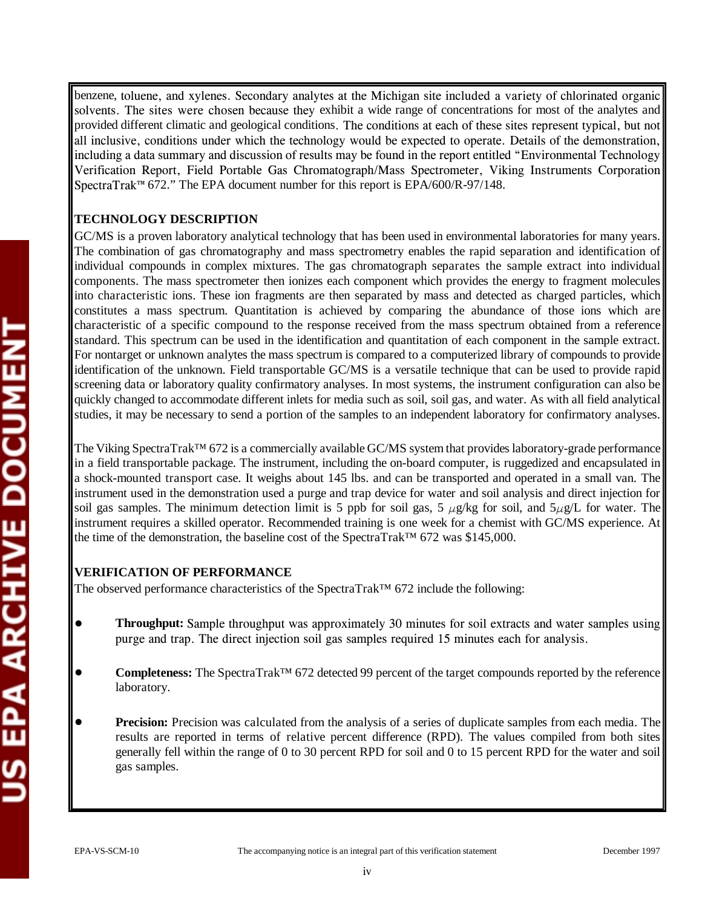benzene, toluene, and xylenes. Secondary analytes at the Michigan site included a variety of chlorinated organic solvents. The sites were chosen because they exhibit a wide range of concentrations for most of the analytes and provided different climatic and geological conditions. The conditions at each of these sites represent typical, but not all inclusive, conditions under which the technology would be expected to operate. Details of the demonstration, including a data summary and discussion of results may be found in the report entitled "Environmental Technology Verification Report, Field Portable Gas Chromatograph/Mass Spectrometer, Viking Instruments Corporation SpectraTrak™ 672." The EPA document number for this report is EPA/600/R-97/148.

## TECHNOLOGY DESCRIPTION

GC/MS is a proven laboratory analytical technology that has been used in environmental laboratories for many years. The combination of gas chromatography and mass spectrometry enables the rapid separation and identification of individual compounds in complex mixtures. The gas chromatograph separates the sample extract into individual components. The mass spectrometer then ionizes each component which provides the energy to fragment molecules into characteristic ions. These ion fragments are then separated by mass and detected as charged particles, which constitutes a mass spectrum. Quantitation is achieved by comparing the abundance of those ions which are characteristic of a specific compound to the response received from the mass spectrum obtained from a reference standard. This spectrum can be used in the identification and quantitation of each component in the sample extract. For nontarget or unknown analytes the mass spectrum is compared to a computerized library of compounds to provide identification of the unknown. Field transportable GC/MS is a versatile technique that can be used to provide rapid screening data or laboratory quality confirmatory analyses. In most systems, the instrument configuration can also be quickly changed to accommodate different inlets for media such as soil, soil gas, and water. As with all field analytical studies, it may be necessary to send a portion of the samples to an independent laboratory for confirmatory analyses.

The Viking SpectraTrak™ 672 is a commercially available GC/MS system that provides laboratory-grade performance in a field transportable package. The instrument, including the on-board computer, is ruggedized and encapsulated in a shock-mounted transport case. It weighs about 145 lbs. and can be transported and operated in a small van. The instrument used in the demonstration used a purge and trap device for water and soil analysis and direct injection for soil gas samples. The minimum detection limit is 5 ppb for soil gas, 5 $\mu$g/kg for soil, and 5$\mu$g/L for water. The instrument requires a skilled operator. Recommended training is one week for a chemist with GC/MS experience. At the time of the demonstration, the baseline cost of the SpectraTrak™ 672 was $145,000.

## VERIFICATION OF PERFORMANCE

The observed performance characteristics of the SpectraTrak™ 672 include the following:

- **Throughput:** Sample throughput was approximately 30 minutes for soil extracts and water samples using purge and trap. The direct injection soil gas samples required 15 minutes each for analysis.

- **Completeness:** The SpectraTrak™ 672 detected 99 percent of the target compounds reported by the reference laboratory.

- **Precision:** Precision was calculated from the analysis of a series of duplicate samples from each media. The results are reported in terms of relative percent difference (RPD). The values compiled from both sites generally fell within the range of 0 to 30 percent RPD for soil and 0 to 15 percent RPD for the water and soil gas samples.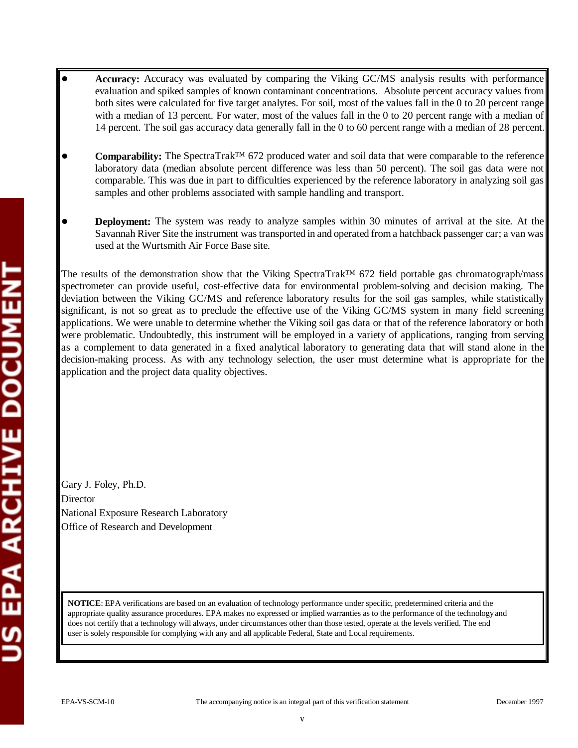- **Accuracy:** Accuracy was evaluated by comparing the Viking GC/MS analysis results with performance evaluation and spiked samples of known contaminant concentrations. Absolute percent accuracy values from both sites were calculated for five target analytes. For soil, most of the values fall in the 0 to 20 percent range with a median of 13 percent. For water, most of the values fall in the 0 to 20 percent range with a median of 14 percent. The soil gas accuracy data generally fall in the 0 to 60 percent range with a median of 28 percent.

- **Comparability:** The SpectraTrak™ 672 produced water and soil data that were comparable to the reference laboratory data (median absolute percent difference was less than 50 percent). The soil gas data were not comparable. This was due in part to difficulties experienced by the reference laboratory in analyzing soil gas samples and other problems associated with sample handling and transport.

- **Deployment:** The system was ready to analyze samples within 30 minutes of arrival at the site. At the Savannah River Site the instrument was transported in and operated from a hatchback passenger car; a van was used at the Wurtsmith Air Force Base site.

The results of the demonstration show that the Viking SpectraTrak™ 672 field portable gas chromatograph/mass spectrometer can provide useful, cost-effective data for environmental problem-solving and decision making. The deviation between the Viking GC/MS and reference laboratory results for the soil gas samples, while statistically significant, is not so great as to preclude the effective use of the Viking GC/MS system in many field screening applications. We were unable to determine whether the Viking soil gas data or that of the reference laboratory or both were problematic. Undoubtedly, this instrument will be employed in a variety of applications, ranging from serving as a complement to data generated in a fixed analytical laboratory to generating data that will stand alone in the decision-making process. As with any technology selection, the user must determine what is appropriate for the application and the project data quality objectives.

Gary J. Foley, Ph.D.
Director
National Exposure Research Laboratory
Office of Research and Development

**NOTICE**: EPA verifications are based on an evaluation of technology performance under specific, predetermined criteria and the appropriate quality assurance procedures. EPA makes no expressed or implied warranties as to the performance of the technology and does not certify that a technology will always, under circumstances other than those tested, operate at the levels verified. The end user is solely responsible for complying with any and all applicable Federal, State and Local requirements.

EPA-VS-SCM-10 The accompanying notice is an integral part of this verification statement December 1997